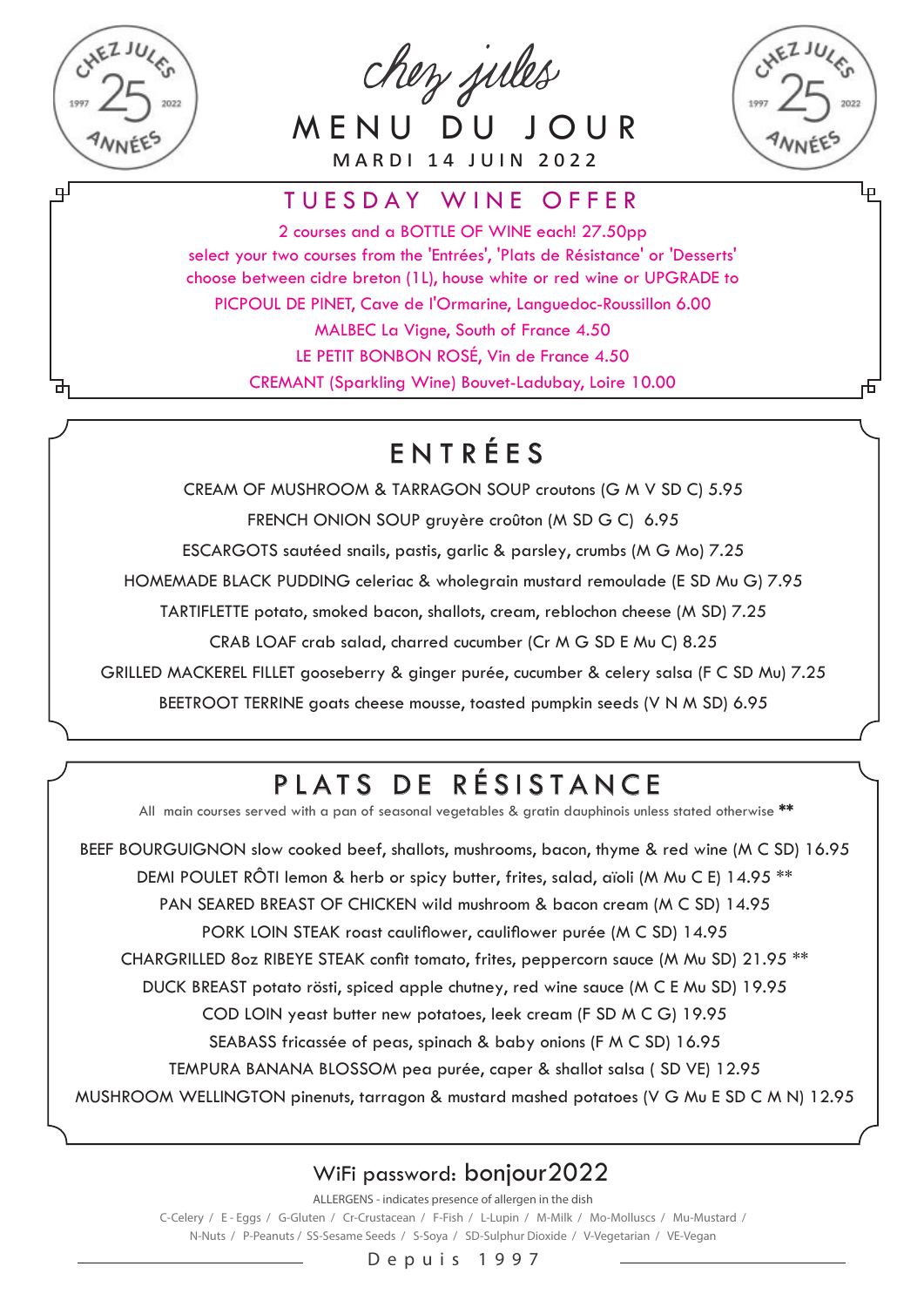# chez jules

CHEZ JULES 1997 25 2022 ANNÉES

## MENU DU JOUR

MARDI 14 JUIN 2022

## TUESDAY WINE OFFER

2 courses and a BOTTLE OF WINE each! 27.50pp

select your two courses from the 'Entrées', 'Plats de Résistance' or 'Desserts'

choose between cidre breton (1L), house white or red wine or UPGRADE to

PICPOUL DE PINET, Cave de l'Ormarine, Languedoc-Roussillon 6.00

MALBEC La Vigne, South of France 4.50

LE PETIT BONBON ROSÉ, Vin de France 4.50

CREMANT (Sparkling Wine) Bouvet-Ladubay, Loire 10.00

## ENTRÉES

CREAM OF MUSHROOM & TARRAGON SOUP croutons (G M V SD C) 5.95

FRENCH ONION SOUP gruyère croûton (M SD G C) 6.95

ESCARGOTS sautéed snails, pastis, garlic & parsley, crumbs (M G Mo) 7.25

HOMEMADE BLACK PUDDING celeriac & wholegrain mustard remoulade (E SD Mu G) 7.95

TARTIFLETTE potato, smoked bacon, shallots, cream, reblochon cheese (M SD) 7.25

CRAB LOAF crab salad, charred cucumber (Cr M G SD E Mu C) 8.25

GRILLED MACKEREL FILLET gooseberry & ginger purée, cucumber & celery salsa (F C SD Mu) 7.25

BEETROOT TERRINE goats cheese mousse, toasted pumpkin seeds (V N M SD) 6.95

## PLATS DE RÉSISTANCE

All main courses served with a pan of seasonal vegetables & gratin dauphinois unless stated otherwise **

BEEF BOURGUIGNON slow cooked beef, shallots, mushrooms, bacon, thyme & red wine (M C SD) 16.95

DEMI POULET RÔTI lemon & herb or spicy butter, frites, salad, aïoli (M Mu C E) 14.95 **

PAN SEARED BREAST OF CHICKEN wild mushroom & bacon cream (M C SD) 14.95

PORK LOIN STEAK roast cauliflower, cauliflower purée (M C SD) 14.95

CHARGRILLED 8oz RIBEYE STEAK confit tomato, frites, peppercorn sauce (M Mu SD) 21.95 **

DUCK BREAST potato rösti, spiced apple chutney, red wine sauce (M C E Mu SD) 19.95

COD LOIN yeast butter new potatoes, leek cream (F SD M C G) 19.95

SEABASS fricassée of peas, spinach & baby onions (F M C SD) 16.95

TEMPURA BANANA BLOSSOM pea purée, caper & shallot salsa ( SD VE) 12.95

MUSHROOM WELLINGTON pinenuts, tarragon & mustard mashed potatoes (V G Mu E SD C M N) 12.95

WiFi password: bonjour2022

ALLERGENS - indicates presence of allergen in the dish

C-Celery / E - Eggs / G-Gluten / Cr-Crustacean / F-Fish / L-Lupin / M-Milk / Mo-Molluscs / Mu-Mustard / N-Nuts / P-Peanuts / SS-Sesame Seeds / S-Soya / SD-Sulphur Dioxide / V-Vegetarian / VE-Vegan

Depuis 1997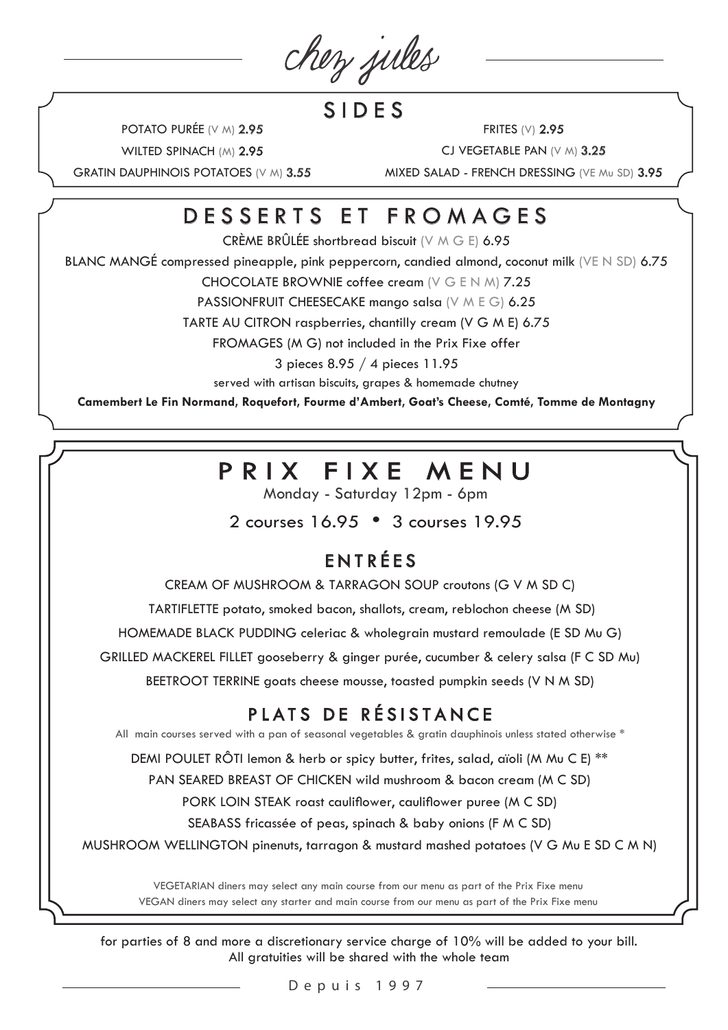chez jules

## SIDES

POTATO PURÉE (V M) **2.95**

WILTED SPINACH (M) **2.95**

GRATIN DAUPHINOIS POTATOES (V M) **3.55**

FRITES (V) **2.95**

CJ VEGETABLE PAN (V M) **3.25**

MIXED SALAD - FRENCH DRESSING (VE Mu SD) **3.95**

## DESSERTS ET FROMAGES

CRÈME BRÛLÉE shortbread biscuit (V M G E) 6.95

BLANC MANGÉ compressed pineapple, pink peppercorn, candied almond, coconut milk (VE N SD) 6.75

CHOCOLATE BROWNIE coffee cream (V G E N M) 7.25

PASSIONFRUIT CHEESECAKE mango salsa (V M E G) 6.25

TARTE AU CITRON raspberries, chantilly cream (V G M E) 6.75

FROMAGES (M G) not included in the Prix Fixe offer

3 pieces 8.95 / 4 pieces 11.95

served with artisan biscuits, grapes & homemade chutney

**Camembert Le Fin Normand, Roquefort, Fourme d'Ambert, Goat's Cheese, Comté, Tomme de Montagny**

# PRIX FIXE MENU

Monday - Saturday 12pm - 6pm

2 courses 16.95 • 3 courses 19.95

## ENTRÉES

CREAM OF MUSHROOM & TARRAGON SOUP croutons (G V M SD C)

TARTIFLETTE potato, smoked bacon, shallots, cream, reblochon cheese (M SD)

HOMEMADE BLACK PUDDING celeriac & wholegrain mustard remoulade (E SD Mu G)

GRILLED MACKEREL FILLET gooseberry & ginger purée, cucumber & celery salsa (F C SD Mu)

BEETROOT TERRINE goats cheese mousse, toasted pumpkin seeds (V N M SD)

## PLATS DE RÉSISTANCE

All main courses served with a pan of seasonal vegetables & gratin dauphinois unless stated otherwise *

DEMI POULET RÔTI lemon & herb or spicy butter, frites, salad, aïoli (M Mu C E) **

PAN SEARED BREAST OF CHICKEN wild mushroom & bacon cream (M C SD)

PORK LOIN STEAK roast cauliflower, cauliflower puree (M C SD)

SEABASS fricassée of peas, spinach & baby onions (F M C SD)

MUSHROOM WELLINGTON pinenuts, tarragon & mustard mashed potatoes (V G Mu E SD C M N)

VEGETARIAN diners may select any main course from our menu as part of the Prix Fixe menu

VEGAN diners may select any starter and main course from our menu as part of the Prix Fixe menu

for parties of 8 and more a discretionary service charge of 10% will be added to your bill.
All gratuities will be shared with the whole team

Depuis 1997